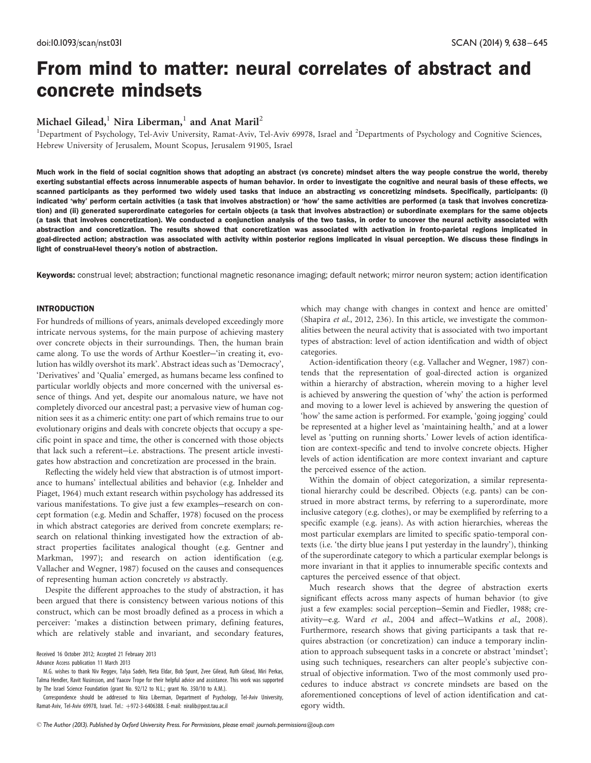# From mind to matter: neural correlates of abstract and concrete mindsets

**Michael Gilead,[1] Nira Liberman,[1] and Anat Maril[2]**

[1]Department of Psychology, Tel-Aviv University, Ramat-Aviv, Tel-Aviv 69978, Israel and [2]Departments of Psychology and Cognitive Sciences, Hebrew University of Jerusalem, Mount Scopus, Jerusalem 91905, Israel

**Much work in the field of social cognition shows that adopting an abstract (*vs* concrete) mindset alters the way people construe the world, thereby exerting substantial effects across innumerable aspects of human behavior. In order to investigate the cognitive and neural basis of these effects, we scanned participants as they performed two widely used tasks that induce an abstracting *vs* concretizing mindsets. Specifically, participants: (i) indicated 'why' perform certain activities (a task that involves abstraction) or 'how' the same activities are performed (a task that involves concretization) and (ii) generated superordinate categories for certain objects (a task that involves abstraction) or subordinate exemplars for the same objects (a task that involves concretization). We conducted a conjunction analysis of the two tasks, in order to uncover the neural activity associated with abstraction and concretization. The results showed that concretization was associated with activation in fronto-parietal regions implicated in goal-directed action; abstraction was associated with activity within posterior regions implicated in visual perception. We discuss these findings in light of construal-level theory's notion of abstraction.**

**Keywords:** construal level; abstraction; functional magnetic resonance imaging; default network; mirror neuron system; action identification

## INTRODUCTION

For hundreds of millions of years, animals developed exceedingly more intricate nervous systems, for the main purpose of achieving mastery over concrete objects in their surroundings. Then, the human brain came along. To use the words of Arthur Koestler—'in creating it, evolution has wildly overshot its mark'. Abstract ideas such as 'Democracy', 'Derivatives' and 'Qualia' emerged, as humans became less confined to particular worldly objects and more concerned with the universal essence of things. And yet, despite our anomalous nature, we have not completely divorced our ancestral past; a pervasive view of human cognition sees it as a chimeric entity: one part of which remains true to our evolutionary origins and deals with concrete objects that occupy a specific point in space and time, the other is concerned with those objects that lack such a referent—i.e. abstractions. The present article investigates how abstraction and concretization are processed in the brain.

Reflecting the widely held view that abstraction is of utmost importance to humans' intellectual abilities and behavior (e.g. Inhelder and Piaget, 1964) much extant research within psychology has addressed its various manifestations. To give just a few examples—research on concept formation (e.g. Medin and Schaffer, 1978) focused on the process in which abstract categories are derived from concrete exemplars; research on relational thinking investigated how the extraction of abstract properties facilitates analogical thought (e.g. Gentner and Markman, 1997); and research on action identification (e.g. Vallacher and Wegner, 1987) focused on the causes and consequences of representing human action concretely *vs* abstractly.

Despite the different approaches to the study of abstraction, it has been argued that there is consistency between various notions of this construct, which can be most broadly defined as a process in which a perceiver: 'makes a distinction between primary, defining features, which are relatively stable and invariant, and secondary features, which may change with changes in context and hence are omitted' (Shapira *et al.*, 2012, 236). In this article, we investigate the commonalities between the neural activity that is associated with two important types of abstraction: level of action identification and width of object categories.

Action-identification theory (e.g. Vallacher and Wegner, 1987) contends that the representation of goal-directed action is organized within a hierarchy of abstraction, wherein moving to a higher level is achieved by answering the question of 'why' the action is performed and moving to a lower level is achieved by answering the question of 'how' the same action is performed. For example, 'going jogging' could be represented at a higher level as 'maintaining health,' and at a lower level as 'putting on running shorts.' Lower levels of action identification are context-specific and tend to involve concrete objects. Higher levels of action identification are more context invariant and capture the perceived essence of the action.

Within the domain of object categorization, a similar representational hierarchy could be described. Objects (e.g. pants) can be construed in more abstract terms, by referring to a superordinate, more inclusive category (e.g. clothes), or may be exemplified by referring to a specific example (e.g. jeans). As with action hierarchies, whereas the most particular exemplars are limited to specific spatio-temporal contexts (i.e. 'the dirty blue jeans I put yesterday in the laundry'), thinking of the superordinate category to which a particular exemplar belongs is more invariant in that it applies to innumerable specific contexts and captures the perceived essence of that object.

Much research shows that the degree of abstraction exerts significant effects across many aspects of human behavior (to give just a few examples: social perception—Semin and Fiedler, 1988; creativity—e.g. Ward *et al.*, 2004 and affect—Watkins *et al.*, 2008). Furthermore, research shows that giving participants a task that requires abstraction (or concretization) can induce a temporary inclination to approach subsequent tasks in a concrete or abstract 'mindset'; using such techniques, researchers can alter people's subjective construal of objective information. Two of the most commonly used procedures to induce abstract *vs* concrete mindsets are based on the aforementioned conceptions of level of action identification and category width.

Received 16 October 2012; Accepted 21 February 2013

Advance Access publication 11 March 2013

M.G. wishes to thank Niv Reggev, Talya Sadeh, Neta Eldar, Bob Spunt, Zvee Gilead, Ruth Gilead, Miri Perkas, Talma Hendler, Ravit Nusinsson, and Yaacov Trope for their helpful advice and assistance. This work was supported by The Israel Science Foundation (grant No. 92/12 to N.L.; grant No. 350/10 to A.M.).

Correspondence should be addressed to Nira Liberman, Department of Psychology, Tel-Aviv University, Ramat-Aviv, Tel-Aviv 69978, Israel. Tel.: +972-3-6406388. E-mail: niralib@post.tau.ac.il

© The Author (2013). Published by Oxford University Press. For Permissions, please email: journals.permissions@oup.com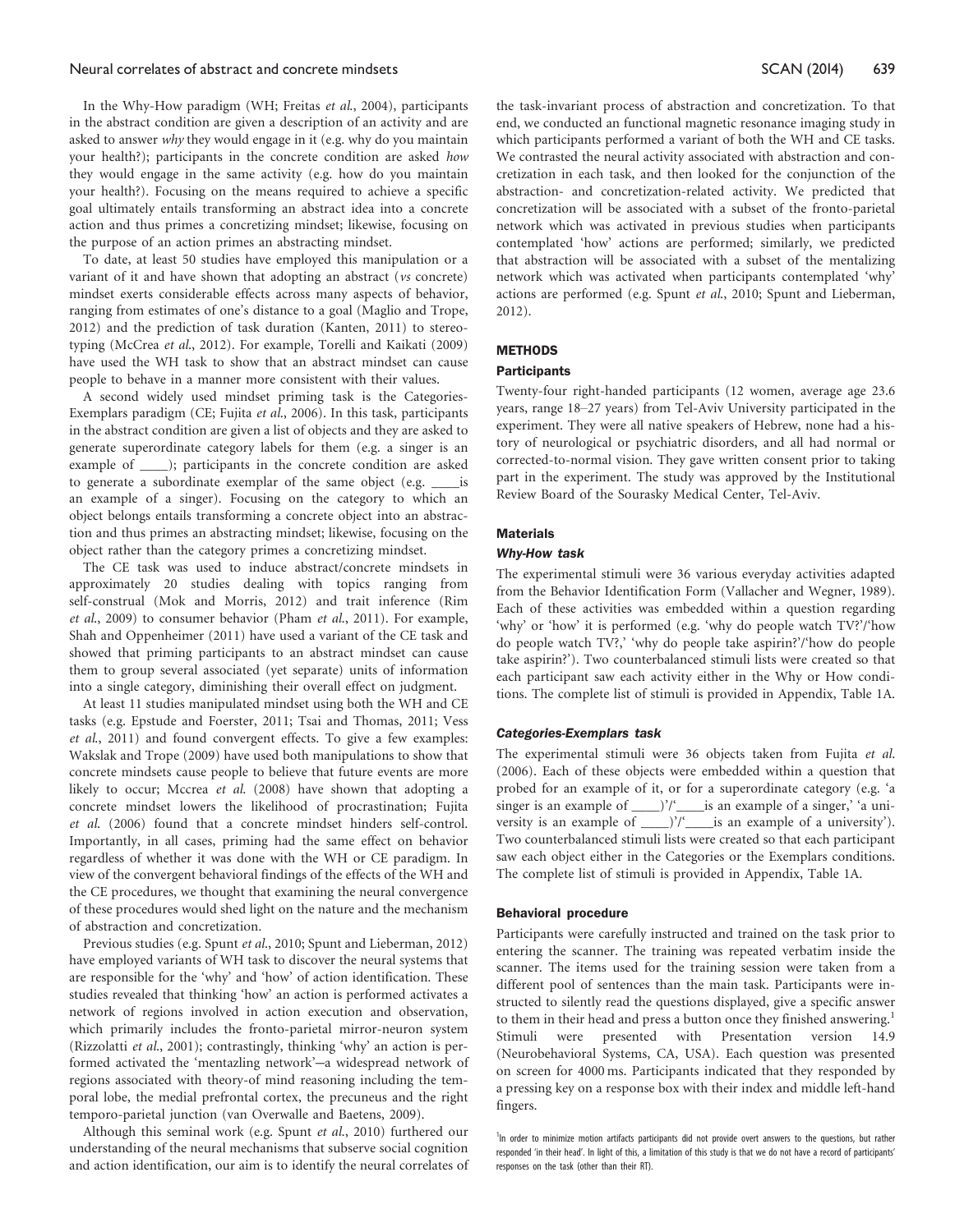In the Why-How paradigm (WH; Freitas *et al.*, 2004), participants in the abstract condition are given a description of an activity and are asked to answer *why* they would engage in it (e.g. why do you maintain your health?); participants in the concrete condition are asked *how* they would engage in the same activity (e.g. how do you maintain your health?). Focusing on the means required to achieve a specific goal ultimately entails transforming an abstract idea into a concrete action and thus primes a concretizing mindset; likewise, focusing on the purpose of an action primes an abstracting mindset.

To date, at least 50 studies have employed this manipulation or a variant of it and have shown that adopting an abstract (*vs* concrete) mindset exerts considerable effects across many aspects of behavior, ranging from estimates of one's distance to a goal (Maglio and Trope, 2012) and the prediction of task duration (Kanten, 2011) to stereotyping (McCrea *et al.*, 2012). For example, Torelli and Kaikati (2009) have used the WH task to show that an abstract mindset can cause people to behave in a manner more consistent with their values.

A second widely used mindset priming task is the Categories-Exemplars paradigm (CE; Fujita *et al.*, 2006). In this task, participants in the abstract condition are given a list of objects and they are asked to generate superordinate category labels for them (e.g. a singer is an example of ____); participants in the concrete condition are asked to generate a subordinate exemplar of the same object (e.g. ____is an example of a singer). Focusing on the category to which an object belongs entails transforming a concrete object into an abstraction and thus primes an abstracting mindset; likewise, focusing on the object rather than the category primes a concretizing mindset.

The CE task was used to induce abstract/concrete mindsets in approximately 20 studies dealing with topics ranging from self-construal (Mok and Morris, 2012) and trait inference (Rim *et al.*, 2009) to consumer behavior (Pham *et al.*, 2011). For example, Shah and Oppenheimer (2011) have used a variant of the CE task and showed that priming participants to an abstract mindset can cause them to group several associated (yet separate) units of information into a single category, diminishing their overall effect on judgment.

At least 11 studies manipulated mindset using both the WH and CE tasks (e.g. Epstude and Foerster, 2011; Tsai and Thomas, 2011; Vess *et al.*, 2011) and found convergent effects. To give a few examples: Wakslak and Trope (2009) have used both manipulations to show that concrete mindsets cause people to believe that future events are more likely to occur; Mccrea *et al.* (2008) have shown that adopting a concrete mindset lowers the likelihood of procrastination; Fujita *et al.* (2006) found that a concrete mindset hinders self-control. Importantly, in all cases, priming had the same effect on behavior regardless of whether it was done with the WH or CE paradigm. In view of the convergent behavioral findings of the effects of the WH and the CE procedures, we thought that examining the neural convergence of these procedures would shed light on the nature and the mechanism of abstraction and concretization.

Previous studies (e.g. Spunt *et al.*, 2010; Spunt and Lieberman, 2012) have employed variants of WH task to discover the neural systems that are responsible for the 'why' and 'how' of action identification. These studies revealed that thinking 'how' an action is performed activates a network of regions involved in action execution and observation, which primarily includes the fronto-parietal mirror-neuron system (Rizzolatti *et al.*, 2001); contrastingly, thinking 'why' an action is performed activated the 'mentazling network'—a widespread network of regions associated with theory-of mind reasoning including the temporal lobe, the medial prefrontal cortex, the precuneus and the right temporo-parietal junction (van Overwalle and Baetens, 2009).

Although this seminal work (e.g. Spunt *et al.*, 2010) furthered our understanding of the neural mechanisms that subserve social cognition and action identification, our aim is to identify the neural correlates of the task-invariant process of abstraction and concretization. To that end, we conducted an functional magnetic resonance imaging study in which participants performed a variant of both the WH and CE tasks. We contrasted the neural activity associated with abstraction and concretization in each task, and then looked for the conjunction of the abstraction- and concretization-related activity. We predicted that concretization will be associated with a subset of the fronto-parietal network which was activated in previous studies when participants contemplated 'how' actions are performed; similarly, we predicted that abstraction will be associated with a subset of the mentalizing network which was activated when participants contemplated 'why' actions are performed (e.g. Spunt *et al.*, 2010; Spunt and Lieberman, 2012).

## METHODS

### Participants

Twenty-four right-handed participants (12 women, average age 23.6 years, range 18–27 years) from Tel-Aviv University participated in the experiment. They were all native speakers of Hebrew, none had a history of neurological or psychiatric disorders, and all had normal or corrected-to-normal vision. They gave written consent prior to taking part in the experiment. The study was approved by the Institutional Review Board of the Sourasky Medical Center, Tel-Aviv.

### Materials

#### *Why-How task*

The experimental stimuli were 36 various everyday activities adapted from the Behavior Identification Form (Vallacher and Wegner, 1989). Each of these activities was embedded within a question regarding 'why' or 'how' it is performed (e.g. 'why do people watch TV?'/'how do people watch TV?,' 'why do people take aspirin?'/'how do people take aspirin?'). Two counterbalanced stimuli lists were created so that each participant saw each activity either in the Why or How conditions. The complete list of stimuli is provided in Appendix, Table 1A.

#### *Categories-Exemplars task*

The experimental stimuli were 36 objects taken from Fujita *et al.* (2006). Each of these objects were embedded within a question that probed for an example of it, or for a superordinate category (e.g. 'a singer is an example of ____)'/'____is an example of a singer,' 'a university is an example of ____)'/'____is an example of a university'). Two counterbalanced stimuli lists were created so that each participant saw each object either in the Categories or the Exemplars conditions. The complete list of stimuli is provided in Appendix, Table 1A.

### Behavioral procedure

Participants were carefully instructed and trained on the task prior to entering the scanner. The training was repeated verbatim inside the scanner. The items used for the training session were taken from a different pool of sentences than the main task. Participants were instructed to silently read the questions displayed, give a specific answer to them in their head and press a button once they finished answering.[1] Stimuli were presented with Presentation version 14.9 (Neurobehavioral Systems, CA, USA). Each question was presented on screen for 4000 ms. Participants indicated that they responded by a pressing key on a response box with their index and middle left-hand fingers.

[1] In order to minimize motion artifacts participants did not provide overt answers to the questions, but rather responded 'in their head'. In light of this, a limitation of this study is that we do not have a record of participants' responses on the task (other than their RT).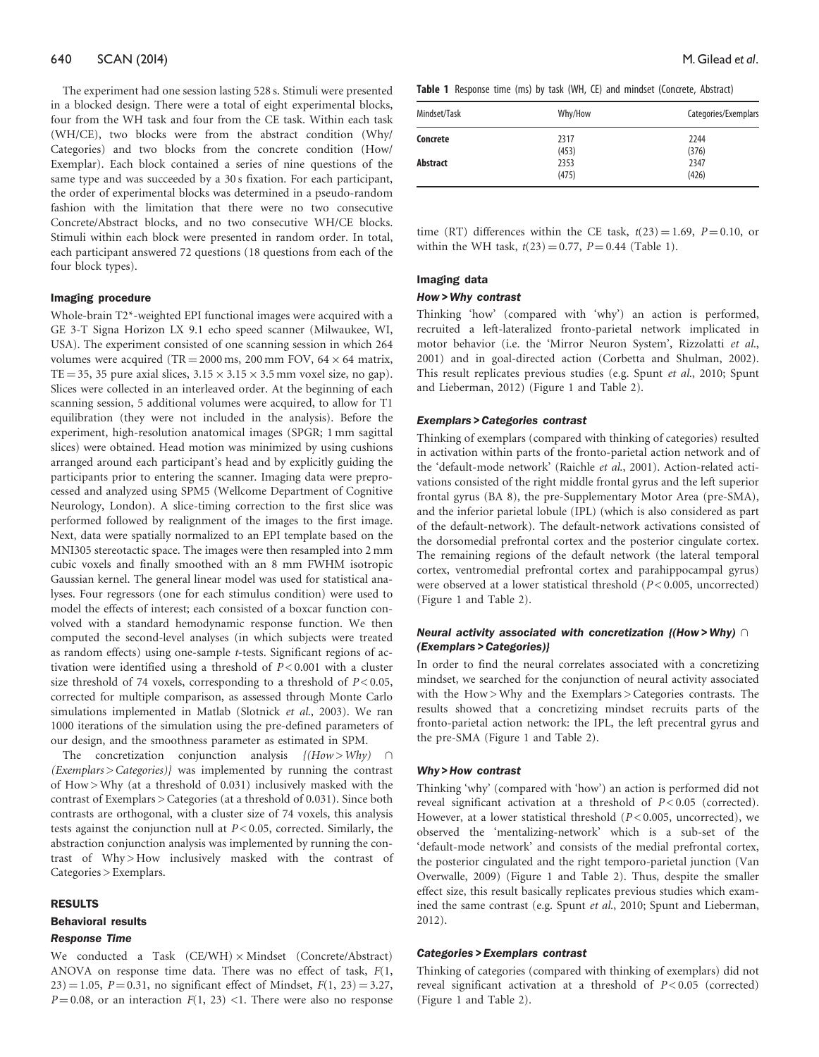The experiment had one session lasting 528 s. Stimuli were presented in a blocked design. There were a total of eight experimental blocks, four from the WH task and four from the CE task. Within each task (WH/CE), two blocks were from the abstract condition (Why/Categories) and two blocks from the concrete condition (How/Exemplar). Each block contained a series of nine questions of the same type and was succeeded by a 30 s fixation. For each participant, the order of experimental blocks was determined in a pseudo-random fashion with the limitation that there were no two consecutive Concrete/Abstract blocks, and no two consecutive WH/CE blocks. Stimuli within each block were presented in random order. In total, each participant answered 72 questions (18 questions from each of the four block types).

### Imaging procedure

Whole-brain T2*-weighted EPI functional images were acquired with a GE 3-T Signa Horizon LX 9.1 echo speed scanner (Milwaukee, WI, USA). The experiment consisted of one scanning session in which 264 volumes were acquired (TR = 2000 ms, 200 mm FOV, $64 \times 64$ matrix, TE = 35, 35 pure axial slices, $3.15 \times 3.15 \times 3.5$ mm voxel size, no gap). Slices were collected in an interleaved order. At the beginning of each scanning session, 5 additional volumes were acquired, to allow for T1 equilibration (they were not included in the analysis). Before the experiment, high-resolution anatomical images (SPGR; 1 mm sagittal slices) were obtained. Head motion was minimized by using cushions arranged around each participant's head and by explicitly guiding the participants prior to entering the scanner. Imaging data were preprocessed and analyzed using SPM5 (Wellcome Department of Cognitive Neurology, London). A slice-timing correction to the first slice was performed followed by realignment of the images to the first image. Next, data were spatially normalized to an EPI template based on the MNI305 stereotactic space. The images were then resampled into 2 mm cubic voxels and finally smoothed with an 8 mm FWHM isotropic Gaussian kernel. The general linear model was used for statistical analyses. Four regressors (one for each stimulus condition) were used to model the effects of interest; each consisted of a boxcar function convolved with a standard hemodynamic response function. We then computed the second-level analyses (in which subjects were treated as random effects) using one-sample *t*-tests. Significant regions of activation were identified using a threshold of $P < 0.001$ with a cluster size threshold of 74 voxels, corresponding to a threshold of $P < 0.05$, corrected for multiple comparison, as assessed through Monte Carlo simulations implemented in Matlab (Slotnick *et al.*, 2003). We ran 1000 iterations of the simulation using the pre-defined parameters of our design, and the smoothness parameter as estimated in SPM.

The concretization conjunction analysis *{(How > Why) ∩ (Exemplars > Categories)}* was implemented by running the contrast of How > Why (at a threshold of 0.031) inclusively masked with the contrast of Exemplars > Categories (at a threshold of 0.031). Since both contrasts are orthogonal, with a cluster size of 74 voxels, this analysis tests against the conjunction null at $P < 0.05$, corrected. Similarly, the abstraction conjunction analysis was implemented by running the contrast of Why > How inclusively masked with the contrast of Categories > Exemplars.

## RESULTS

### Behavioral results

#### Response Time

We conducted a Task (CE/WH) × Mindset (Concrete/Abstract) ANOVA on response time data. There was no effect of task, $F(1, 23) = 1.05$, $P = 0.31$, no significant effect of Mindset, $F(1, 23) = 3.27$, $P = 0.08$, or an interaction $F(1, 23) < 1$. There were also no response time (RT) differences within the CE task, $t(23) = 1.69$, $P = 0.10$, or within the WH task, $t(23) = 0.77$, $P = 0.44$ (Table 1).

**Table 1** Response time (ms) by task (WH, CE) and mindset (Concrete, Abstract)

| Mindset/Task | Why/How | Categories/Exemplars |
|---|---|---|
| **Concrete** | 2317 | 2244 |
| | (453) | (376) |
| **Abstract** | 2353 | 2347 |
| | (475) | (426) |

### Imaging data

#### How > Why contrast

Thinking 'how' (compared with 'why') an action is performed, recruited a left-lateralized fronto-parietal network implicated in motor behavior (i.e. the 'Mirror Neuron System', Rizzolatti *et al.*, 2001) and in goal-directed action (Corbetta and Shulman, 2002). This result replicates previous studies (e.g. Spunt *et al.*, 2010; Spunt and Lieberman, 2012) (Figure 1 and Table 2).

#### Exemplars > Categories contrast

Thinking of exemplars (compared with thinking of categories) resulted in activation within parts of the fronto-parietal action network and of the 'default-mode network' (Raichle *et al.*, 2001). Action-related activations consisted of the right middle frontal gyrus and the left superior frontal gyrus (BA 8), the pre-Supplementary Motor Area (pre-SMA), and the inferior parietal lobule (IPL) (which is also considered as part of the default-network). The default-network activations consisted of the dorsomedial prefrontal cortex and the posterior cingulate cortex. The remaining regions of the default network (the lateral temporal cortex, ventromedial prefrontal cortex and parahippocampal gyrus) were observed at a lower statistical threshold ($P < 0.005$, uncorrected) (Figure 1 and Table 2).

#### Neural activity associated with concretization {(How > Why) ∩ (Exemplars > Categories)}

In order to find the neural correlates associated with a concretizing mindset, we searched for the conjunction of neural activity associated with the How > Why and the Exemplars > Categories contrasts. The results showed that a concretizing mindset recruits parts of the fronto-parietal action network: the IPL, the left precentral gyrus and the pre-SMA (Figure 1 and Table 2).

#### Why > How contrast

Thinking 'why' (compared with 'how') an action is performed did not reveal significant activation at a threshold of $P < 0.05$ (corrected). However, at a lower statistical threshold ($P < 0.005$, uncorrected), we observed the 'mentalizing-network' which is a sub-set of the 'default-mode network' and consists of the medial prefrontal cortex, the posterior cingulated and the right temporo-parietal junction (Van Overwalle, 2009) (Figure 1 and Table 2). Thus, despite the smaller effect size, this result basically replicates previous studies which examined the same contrast (e.g. Spunt *et al.*, 2010; Spunt and Lieberman, 2012).

#### Categories > Exemplars contrast

Thinking of categories (compared with thinking of exemplars) did not reveal significant activation at a threshold of $P < 0.05$ (corrected) (Figure 1 and Table 2).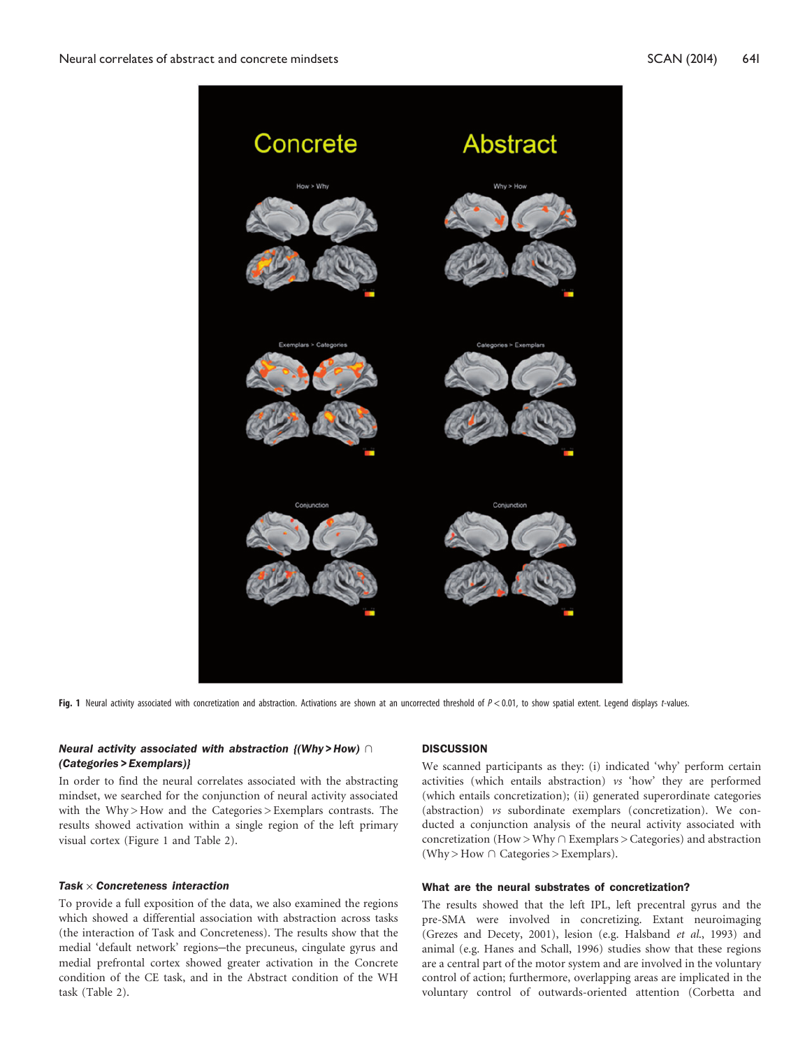**Fig. 1** Neural activity associated with concretization and abstraction. Activations are shown at an uncorrected threshold of $P < 0.01$, to show spatial extent. Legend displays *t*-values.

### *Neural activity associated with abstraction {(Why > How) ∩ (Categories > Exemplars)}*

In order to find the neural correlates associated with the abstracting mindset, we searched for the conjunction of neural activity associated with the Why > How and the Categories > Exemplars contrasts. The results showed activation within a single region of the left primary visual cortex (Figure 1 and Table 2).

### *Task × Concreteness interaction*

To provide a full exposition of the data, we also examined the regions which showed a differential association with abstraction across tasks (the interaction of Task and Concreteness). The results show that the medial 'default network' regions—the precuneus, cingulate gyrus and medial prefrontal cortex showed greater activation in the Concrete condition of the CE task, and in the Abstract condition of the WH task (Table 2).

## DISCUSSION

We scanned participants as they: (i) indicated 'why' perform certain activities (which entails abstraction) *vs* 'how' they are performed (which entails concretization); (ii) generated superordinate categories (abstraction) *vs* subordinate exemplars (concretization). We conducted a conjunction analysis of the neural activity associated with concretization (How > Why ∩ Exemplars > Categories) and abstraction (Why > How ∩ Categories > Exemplars).

### What are the neural substrates of concretization?

The results showed that the left IPL, left precentral gyrus and the pre-SMA were involved in concretizing. Extant neuroimaging (Grezes and Decety, 2001), lesion (e.g. Halsband *et al.*, 1993) and animal (e.g. Hanes and Schall, 1996) studies show that these regions are a central part of the motor system and are involved in the voluntary control of action; furthermore, overlapping areas are implicated in the voluntary control of outwards-oriented attention (Corbetta and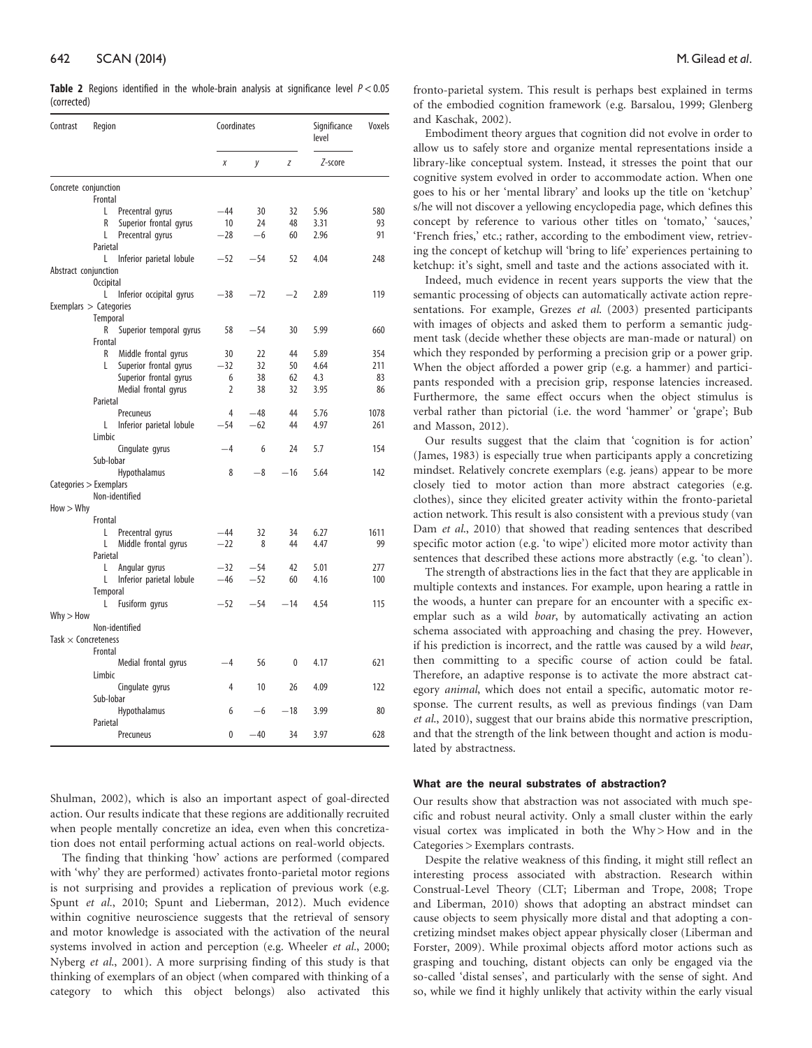**Table 2** Regions identified in the whole-brain analysis at significance level $P < 0.05$ (corrected)

| Contrast | Region | Coordinates | | | Significance level | Voxels |
|---|---|---|---|---|---|---|
| | | *x* | *y* | *z* | *Z*-score | |
| Concrete conjunction | | | | | | |
| | Frontal | | | | | |
| | L Precentral gyrus | −44 | 30 | 32 | 5.96 | 580 |
| | R Superior frontal gyrus | 10 | 24 | 48 | 3.31 | 93 |
| | L Precentral gyrus | −28 | −6 | 60 | 2.96 | 91 |
| | Parietal | | | | | |
| | L Inferior parietal lobule | −52 | −54 | 52 | 4.04 | 248 |
| Abstract conjunction | | | | | | |
| | Occipital | | | | | |
| | L Inferior occipital gyrus | −38 | −72 | −2 | 2.89 | 119 |
| Exemplars > Categories | | | | | | |
| | Temporal | | | | | |
| | R Superior temporal gyrus | 58 | −54 | 30 | 5.99 | 660 |
| | Frontal | | | | | |
| | R Middle frontal gyrus | 30 | 22 | 44 | 5.89 | 354 |
| | L Superior frontal gyrus | −32 | 32 | 50 | 4.64 | 211 |
| | Superior frontal gyrus | 6 | 38 | 62 | 4.3 | 83 |
| | Medial frontal gyrus | 2 | 38 | 32 | 3.95 | 86 |
| | Parietal | | | | | |
| | Precuneus | 4 | −48 | 44 | 5.76 | 1078 |
| | L Inferior parietal lobule | −54 | −62 | 44 | 4.97 | 261 |
| | Limbic | | | | | |
| | Cingulate gyrus | −4 | 6 | 24 | 5.7 | 154 |
| | Sub-lobar | | | | | |
| | Hypothalamus | 8 | −8 | −16 | 5.64 | 142 |
| Categories > Exemplars | | | | | | |
| | Non-identified | | | | | |
| How > Why | | | | | | |
| | Frontal | | | | | |
| | L Precentral gyrus | −44 | 32 | 34 | 6.27 | 1611 |
| | L Middle frontal gyrus | −22 | 8 | 44 | 4.47 | 99 |
| | Parietal | | | | | |
| | L Angular gyrus | −32 | −54 | 42 | 5.01 | 277 |
| | L Inferior parietal lobule | −46 | −52 | 60 | 4.16 | 100 |
| | Temporal | | | | | |
| | L Fusiform gyrus | −52 | −54 | −14 | 4.54 | 115 |
| Why > How | | | | | | |
| | Non-identified | | | | | |
| Task × Concreteness | | | | | | |
| | Frontal | | | | | |
| | Medial frontal gyrus | −4 | 56 | 0 | 4.17 | 621 |
| | Limbic | | | | | |
| | Cingulate gyrus | 4 | 10 | 26 | 4.09 | 122 |
| | Sub-lobar | | | | | |
| | Hypothalamus | 6 | −6 | −18 | 3.99 | 80 |
| | Parietal | | | | | |
| | Precuneus | 0 | −40 | 34 | 3.97 | 628 |

Shulman, 2002), which is also an important aspect of goal-directed action. Our results indicate that these regions are additionally recruited when people mentally concretize an idea, even when this concretization does not entail performing actual actions on real-world objects.

The finding that thinking 'how' actions are performed (compared with 'why' they are performed) activates fronto-parietal motor regions is not surprising and provides a replication of previous work (e.g. Spunt *et al.*, 2010; Spunt and Lieberman, 2012). Much evidence within cognitive neuroscience suggests that the retrieval of sensory and motor knowledge is associated with the activation of the neural systems involved in action and perception (e.g. Wheeler *et al.*, 2000; Nyberg *et al.*, 2001). A more surprising finding of this study is that thinking of exemplars of an object (when compared with thinking of a category to which this object belongs) also activated this fronto-parietal system. This result is perhaps best explained in terms of the embodied cognition framework (e.g. Barsalou, 1999; Glenberg and Kaschak, 2002).

Embodiment theory argues that cognition did not evolve in order to allow us to safely store and organize mental representations inside a library-like conceptual system. Instead, it stresses the point that our cognitive system evolved in order to accommodate action. When one goes to his or her 'mental library' and looks up the title on 'ketchup' s/he will not discover a yellowing encyclopedia page, which defines this concept by reference to various other titles on 'tomato,' 'sauces,' 'French fries,' etc.; rather, according to the embodiment view, retrieving the concept of ketchup will 'bring to life' experiences pertaining to ketchup: it's sight, smell and taste and the actions associated with it.

Indeed, much evidence in recent years supports the view that the semantic processing of objects can automatically activate action representations. For example, Grezes *et al.* (2003) presented participants with images of objects and asked them to perform a semantic judgment task (decide whether these objects are man-made or natural) on which they responded by performing a precision grip or a power grip. When the object afforded a power grip (e.g. a hammer) and participants responded with a precision grip, response latencies increased. Furthermore, the same effect occurs when the object stimulus is verbal rather than pictorial (i.e. the word 'hammer' or 'grape'; Bub and Masson, 2012).

Our results suggest that the claim that 'cognition is for action' (James, 1983) is especially true when participants apply a concretizing mindset. Relatively concrete exemplars (e.g. jeans) appear to be more closely tied to motor action than more abstract categories (e.g. clothes), since they elicited greater activity within the fronto-parietal action network. This result is also consistent with a previous study (van Dam *et al.*, 2010) that showed that reading sentences that described specific motor action (e.g. 'to wipe') elicited more motor activity than sentences that described these actions more abstractly (e.g. 'to clean').

The strength of abstractions lies in the fact that they are applicable in multiple contexts and instances. For example, upon hearing a rattle in the woods, a hunter can prepare for an encounter with a specific exemplar such as a wild *boar*, by automatically activating an action schema associated with approaching and chasing the prey. However, if his prediction is incorrect, and the rattle was caused by a wild *bear*, then committing to a specific course of action could be fatal. Therefore, an adaptive response is to activate the more abstract category *animal*, which does not entail a specific, automatic motor response. The current results, as well as previous findings (van Dam *et al.*, 2010), suggest that our brains abide this normative prescription, and that the strength of the link between thought and action is modulated by abstractness.

### What are the neural substrates of abstraction?

Our results show that abstraction was not associated with much specific and robust neural activity. Only a small cluster within the early visual cortex was implicated in both the Why > How and in the Categories > Exemplars contrasts.

Despite the relative weakness of this finding, it might still reflect an interesting process associated with abstraction. Research within Construal-Level Theory (CLT; Liberman and Trope, 2008; Trope and Liberman, 2010) shows that adopting an abstract mindset can cause objects to seem physically more distal and that adopting a concretizing mindset makes object appear physically closer (Liberman and Forster, 2009). While proximal objects afford motor actions such as grasping and touching, distant objects can only be engaged via the so-called 'distal senses', and particularly with the sense of sight. And so, while we find it highly unlikely that activity within the early visual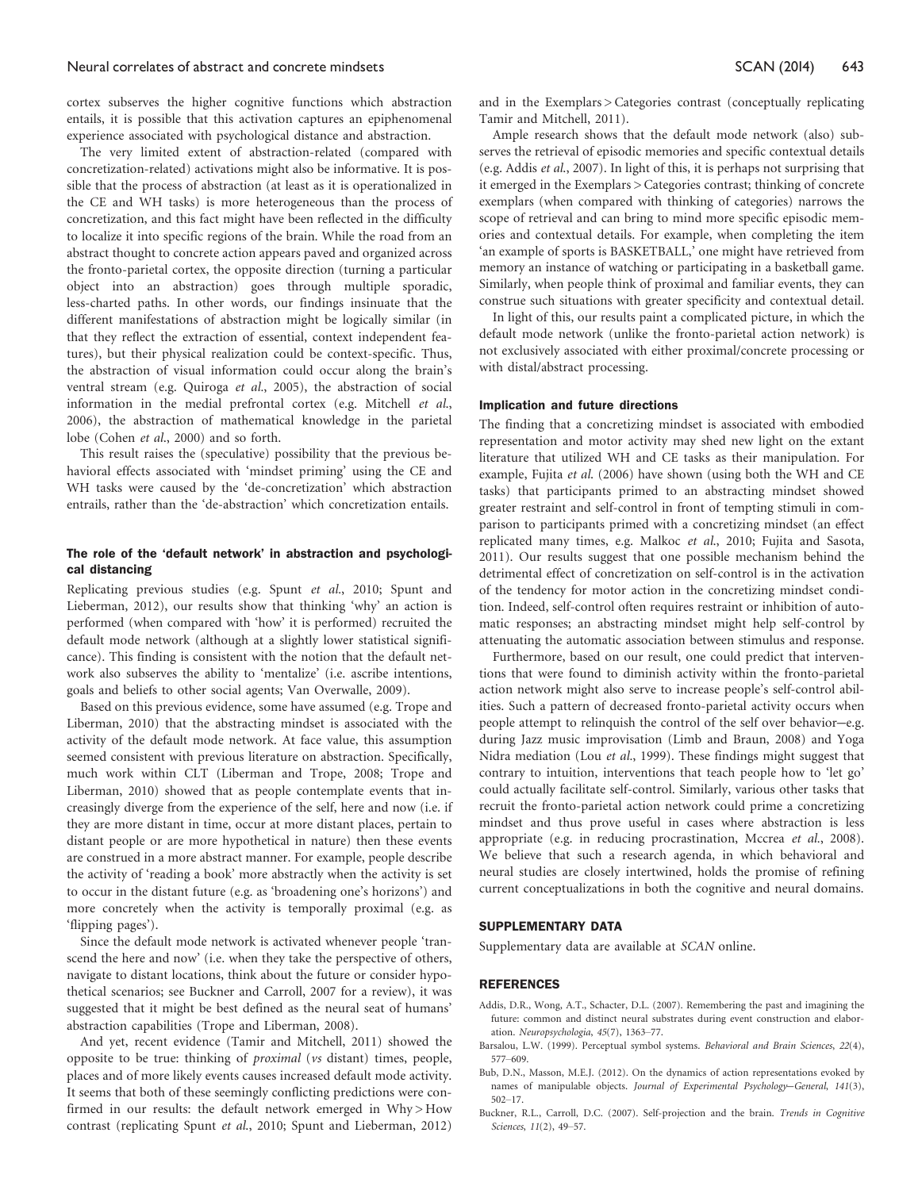cortex subserves the higher cognitive functions which abstraction entails, it is possible that this activation captures an epiphenomenal experience associated with psychological distance and abstraction.

The very limited extent of abstraction-related (compared with concretization-related) activations might also be informative. It is possible that the process of abstraction (at least as it is operationalized in the CE and WH tasks) is more heterogeneous than the process of concretization, and this fact might have been reflected in the difficulty to localize it into specific regions of the brain. While the road from an abstract thought to concrete action appears paved and organized across the fronto-parietal cortex, the opposite direction (turning a particular object into an abstraction) goes through multiple sporadic, less-charted paths. In other words, our findings insinuate that the different manifestations of abstraction might be logically similar (in that they reflect the extraction of essential, context independent features), but their physical realization could be context-specific. Thus, the abstraction of visual information could occur along the brain's ventral stream (e.g. Quiroga *et al.*, 2005), the abstraction of social information in the medial prefrontal cortex (e.g. Mitchell *et al.*, 2006), the abstraction of mathematical knowledge in the parietal lobe (Cohen *et al.*, 2000) and so forth.

This result raises the (speculative) possibility that the previous behavioral effects associated with 'mindset priming' using the CE and WH tasks were caused by the 'de-concretization' which abstraction entrails, rather than the 'de-abstraction' which concretization entails.

### The role of the 'default network' in abstraction and psychological distancing

Replicating previous studies (e.g. Spunt *et al.*, 2010; Spunt and Lieberman, 2012), our results show that thinking 'why' an action is performed (when compared with 'how' it is performed) recruited the default mode network (although at a slightly lower statistical significance). This finding is consistent with the notion that the default network also subserves the ability to 'mentalize' (i.e. ascribe intentions, goals and beliefs to other social agents; Van Overwalle, 2009).

Based on this previous evidence, some have assumed (e.g. Trope and Liberman, 2010) that the abstracting mindset is associated with the activity of the default mode network. At face value, this assumption seemed consistent with previous literature on abstraction. Specifically, much work within CLT (Liberman and Trope, 2008; Trope and Liberman, 2010) showed that as people contemplate events that increasingly diverge from the experience of the self, here and now (i.e. if they are more distant in time, occur at more distant places, pertain to distant people or are more hypothetical in nature) then these events are construed in a more abstract manner. For example, people describe the activity of 'reading a book' more abstractly when the activity is set to occur in the distant future (e.g. as 'broadening one's horizons') and more concretely when the activity is temporally proximal (e.g. as 'flipping pages').

Since the default mode network is activated whenever people 'transcend the here and now' (i.e. when they take the perspective of others, navigate to distant locations, think about the future or consider hypothetical scenarios; see Buckner and Carroll, 2007 for a review), it was suggested that it might be best defined as the neural seat of humans' abstraction capabilities (Trope and Liberman, 2008).

And yet, recent evidence (Tamir and Mitchell, 2011) showed the opposite to be true: thinking of *proximal* (*vs* distant) times, people, places and of more likely events causes increased default mode activity. It seems that both of these seemingly conflicting predictions were confirmed in our results: the default network emerged in Why > How contrast (replicating Spunt *et al.*, 2010; Spunt and Lieberman, 2012) and in the Exemplars > Categories contrast (conceptually replicating Tamir and Mitchell, 2011).

Ample research shows that the default mode network (also) subserves the retrieval of episodic memories and specific contextual details (e.g. Addis *et al.*, 2007). In light of this, it is perhaps not surprising that it emerged in the Exemplars > Categories contrast; thinking of concrete exemplars (when compared with thinking of categories) narrows the scope of retrieval and can bring to mind more specific episodic memories and contextual details. For example, when completing the item 'an example of sports is BASKETBALL,' one might have retrieved from memory an instance of watching or participating in a basketball game. Similarly, when people think of proximal and familiar events, they can construe such situations with greater specificity and contextual detail.

In light of this, our results paint a complicated picture, in which the default mode network (unlike the fronto-parietal action network) is not exclusively associated with either proximal/concrete processing or with distal/abstract processing.

### Implication and future directions

The finding that a concretizing mindset is associated with embodied representation and motor activity may shed new light on the extant literature that utilized WH and CE tasks as their manipulation. For example, Fujita *et al.* (2006) have shown (using both the WH and CE tasks) that participants primed to an abstracting mindset showed greater restraint and self-control in front of tempting stimuli in comparison to participants primed with a concretizing mindset (an effect replicated many times, e.g. Malkoc *et al.*, 2010; Fujita and Sasota, 2011). Our results suggest that one possible mechanism behind the detrimental effect of concretization on self-control is in the activation of the tendency for motor action in the concretizing mindset condition. Indeed, self-control often requires restraint or inhibition of automatic responses; an abstracting mindset might help self-control by attenuating the automatic association between stimulus and response.

Furthermore, based on our result, one could predict that interventions that were found to diminish activity within the fronto-parietal action network might also serve to increase people's self-control abilities. Such a pattern of decreased fronto-parietal activity occurs when people attempt to relinquish the control of the self over behavior—e.g. during Jazz music improvisation (Limb and Braun, 2008) and Yoga Nidra mediation (Lou *et al.*, 1999). These findings might suggest that contrary to intuition, interventions that teach people how to 'let go' could actually facilitate self-control. Similarly, various other tasks that recruit the fronto-parietal action network could prime a concretizing mindset and thus prove useful in cases where abstraction is less appropriate (e.g. in reducing procrastination, Mccrea *et al.*, 2008). We believe that such a research agenda, in which behavioral and neural studies are closely intertwined, holds the promise of refining current conceptualizations in both the cognitive and neural domains.

## SUPPLEMENTARY DATA

Supplementary data are available at *SCAN* online.

## REFERENCES

Addis, D.R., Wong, A.T., Schacter, D.L. (2007). Remembering the past and imagining the future: common and distinct neural substrates during event construction and elaboration. *Neuropsychologia*, *45*(7), 1363–77.

Barsalou, L.W. (1999). Perceptual symbol systems. *Behavioral and Brain Sciences*, *22*(4), 577–609.

Bub, D.N., Masson, M.E.J. (2012). On the dynamics of action representations evoked by names of manipulable objects. *Journal of Experimental Psychology—General*, *141*(3), 502–17.

Buckner, R.L., Carroll, D.C. (2007). Self-projection and the brain. *Trends in Cognitive Sciences*, *11*(2), 49–57.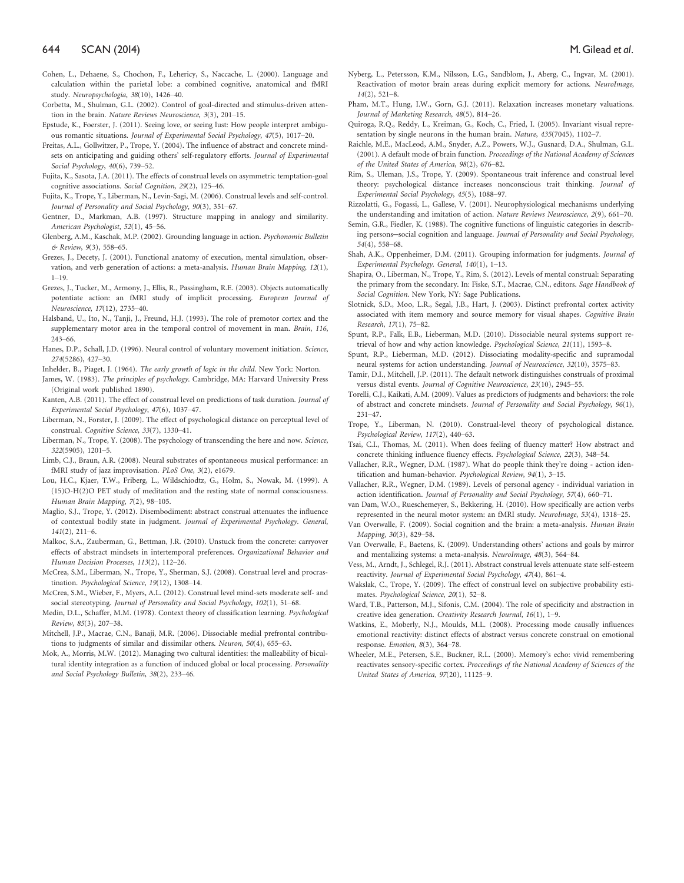Cohen, L., Dehaene, S., Chochon, F., Lehericy, S., Naccache, L. (2000). Language and calculation within the parietal lobe: a combined cognitive, anatomical and fMRI study. *Neuropsychologia*, *38*(10), 1426–40.

Corbetta, M., Shulman, G.L. (2002). Control of goal-directed and stimulus-driven attention in the brain. *Nature Reviews Neuroscience*, *3*(3), 201–15.

Epstude, K., Foerster, J. (2011). Seeing love, or seeing lust: How people interpret ambiguous romantic situations. *Journal of Experimental Social Psychology*, *47*(5), 1017–20.

Freitas, A.L., Gollwitzer, P., Trope, Y. (2004). The influence of abstract and concrete mindsets on anticipating and guiding others' self-regulatory efforts. *Journal of Experimental Social Psychology*, *40*(6), 739–52.

Fujita, K., Sasota, J.A. (2011). The effects of construal levels on asymmetric temptation-goal cognitive associations. *Social Cognition*, *29*(2), 125–46.

Fujita, K., Trope, Y., Liberman, N., Levin-Sagi, M. (2006). Construal levels and self-control. *Journal of Personality and Social Psychology*, *90*(3), 351–67.

Gentner, D., Markman, A.B. (1997). Structure mapping in analogy and similarity. *American Psychologist*, *52*(1), 45–56.

Glenberg, A.M., Kaschak, M.P. (2002). Grounding language in action. *Psychonomic Bulletin & Review*, *9*(3), 558–65.

Grezes, J., Decety, J. (2001). Functional anatomy of execution, mental simulation, observation, and verb generation of actions: a meta-analysis. *Human Brain Mapping*, *12*(1), 1–19.

Grezes, J., Tucker, M., Armony, J., Ellis, R., Passingham, R.E. (2003). Objects automatically potentiate action: an fMRI study of implicit processing. *European Journal of Neuroscience*, *17*(12), 2735–40.

Halsband, U., Ito, N., Tanji, J., Freund, H.J. (1993). The role of premotor cortex and the supplementary motor area in the temporal control of movement in man. *Brain*, *116*, 243–66.

Hanes, D.P., Schall, J.D. (1996). Neural control of voluntary movement initiation. *Science*, *274*(5286), 427–30.

Inhelder, B., Piaget, J. (1964). *The early growth of logic in the child*. New York: Norton.

James, W. (1983). *The principles of psychology*. Cambridge, MA: Harvard University Press (Original work published 1890).

Kanten, A.B. (2011). The effect of construal level on predictions of task duration. *Journal of Experimental Social Psychology*, *47*(6), 1037–47.

Liberman, N., Forster, J. (2009). The effect of psychological distance on perceptual level of construal. *Cognitive Science*, *33*(7), 1330–41.

Liberman, N., Trope, Y. (2008). The psychology of transcending the here and now. *Science*, *322*(5905), 1201–5.

Limb, C.J., Braun, A.R. (2008). Neural substrates of spontaneous musical performance: an fMRI study of jazz improvisation. *PLoS One*, *3*(2), e1679.

Lou, H.C., Kjaer, T.W., Friberg, L., Wildschiodtz, G., Holm, S., Nowak, M. (1999). A (15)O-H(2)O PET study of meditation and the resting state of normal consciousness. *Human Brain Mapping*, *7*(2), 98–105.

Maglio, S.J., Trope, Y. (2012). Disembodiment: abstract construal attenuates the influence of contextual bodily state in judgment. *Journal of Experimental Psychology. General*, *141*(2), 211–6.

Malkoc, S.A., Zauberman, G., Bettman, J.R. (2010). Unstuck from the concrete: carryover effects of abstract mindsets in intertemporal preferences. *Organizational Behavior and Human Decision Processes*, *113*(2), 112–26.

McCrea, S.M., Liberman, N., Trope, Y., Sherman, S.J. (2008). Construal level and procrastination. *Psychological Science*, *19*(12), 1308–14.

McCrea, S.M., Wieber, F., Myers, A.L. (2012). Construal level mind-sets moderate self- and social stereotyping. *Journal of Personality and Social Psychology*, *102*(1), 51–68.

Medin, D.L., Schaffer, M.M. (1978). Context theory of classification learning. *Psychological Review*, *85*(3), 207–38.

Mitchell, J.P., Macrae, C.N., Banaji, M.R. (2006). Dissociable medial prefrontal contributions to judgments of similar and dissimilar others. *Neuron*, *50*(4), 655–63.

Mok, A., Morris, M.W. (2012). Managing two cultural identities: the malleability of bicultural identity integration as a function of induced global or local processing. *Personality and Social Psychology Bulletin*, *38*(2), 233–46.

Nyberg, L., Petersson, K.M., Nilsson, L.G., Sandblom, J., Aberg, C., Ingvar, M. (2001). Reactivation of motor brain areas during explicit memory for actions. *NeuroImage*, *14*(2), 521–8.

Pham, M.T., Hung, I.W., Gorn, G.J. (2011). Relaxation increases monetary valuations. *Journal of Marketing Research*, *48*(5), 814–26.

Quiroga, R.Q., Reddy, L., Kreiman, G., Koch, C., Fried, I. (2005). Invariant visual representation by single neurons in the human brain. *Nature*, *435*(7045), 1102–7.

Raichle, M.E., MacLeod, A.M., Snyder, A.Z., Powers, W.J., Gusnard, D.A., Shulman, G.L. (2001). A default mode of brain function. *Proceedings of the National Academy of Sciences of the United States of America*, *98*(2), 676–82.

Rim, S., Uleman, J.S., Trope, Y. (2009). Spontaneous trait inference and construal level theory: psychological distance increases nonconscious trait thinking. *Journal of Experimental Social Psychology*, *45*(5), 1088–97.

Rizzolatti, G., Fogassi, L., Gallese, V. (2001). Neurophysiological mechanisms underlying the understanding and imitation of action. *Nature Reviews Neuroscience*, *2*(9), 661–70.

Semin, G.R., Fiedler, K. (1988). The cognitive functions of linguistic categories in describing persons—social cognition and language. *Journal of Personality and Social Psychology*, *54*(4), 558–68.

Shah, A.K., Oppenheimer, D.M. (2011). Grouping information for judgments. *Journal of Experimental Psychology. General*, *140*(1), 1–13.

Shapira, O., Liberman, N., Trope, Y., Rim, S. (2012). Levels of mental construal: Separating the primary from the secondary. In: Fiske, S.T., Macrae, C.N., editors. *Sage Handbook of Social Cognition*. New York, NY: Sage Publications.

Slotnick, S.D., Moo, L.R., Segal, J.B., Hart, J. (2003). Distinct prefrontal cortex activity associated with item memory and source memory for visual shapes. *Cognitive Brain Research*, *17*(1), 75–82.

Spunt, R.P., Falk, E.B., Lieberman, M.D. (2010). Dissociable neural systems support retrieval of how and why action knowledge. *Psychological Science*, *21*(11), 1593–8.

Spunt, R.P., Lieberman, M.D. (2012). Dissociating modality-specific and supramodal neural systems for action understanding. *Journal of Neuroscience*, *32*(10), 3575–83.

Tamir, D.I., Mitchell, J.P. (2011). The default network distinguishes construals of proximal versus distal events. *Journal of Cognitive Neuroscience*, *23*(10), 2945–55.

Torelli, C.J., Kaikati, A.M. (2009). Values as predictors of judgments and behaviors: the role of abstract and concrete mindsets. *Journal of Personality and Social Psychology*, *96*(1), 231–47.

Trope, Y., Liberman, N. (2010). Construal-level theory of psychological distance. *Psychological Review*, *117*(2), 440–63.

Tsai, C.I., Thomas, M. (2011). When does feeling of fluency matter? How abstract and concrete thinking influence fluency effects. *Psychological Science*, *22*(3), 348–54.

Vallacher, R.R., Wegner, D.M. (1987). What do people think they're doing - action identification and human-behavior. *Psychological Review*, *94*(1), 3–15.

Vallacher, R.R., Wegner, D.M. (1989). Levels of personal agency - individual variation in action identification. *Journal of Personality and Social Psychology*, *57*(4), 660–71.

van Dam, W.O., Rueschemeyer, S., Bekkering, H. (2010). How specifically are action verbs represented in the neural motor system: an fMRI study. *NeuroImage*, *53*(4), 1318–25.

Van Overwalle, F. (2009). Social cognition and the brain: a meta-analysis. *Human Brain Mapping*, *30*(3), 829–58.

Van Overwalle, F., Baetens, K. (2009). Understanding others' actions and goals by mirror and mentalizing systems: a meta-analysis. *NeuroImage*, *48*(3), 564–84.

Vess, M., Arndt, J., Schlegel, R.J. (2011). Abstract construal levels attenuate state self-esteem reactivity. *Journal of Experimental Social Psychology*, *47*(4), 861–4.

Wakslak, C., Trope, Y. (2009). The effect of construal level on subjective probability estimates. *Psychological Science*, *20*(1), 52–8.

Ward, T.B., Patterson, M.J., Sifonis, C.M. (2004). The role of specificity and abstraction in creative idea generation. *Creativity Research Journal*, *16*(1), 1–9.

Watkins, E., Moberly, N.J., Moulds, M.L. (2008). Processing mode causally influences emotional reactivity: distinct effects of abstract versus concrete construal on emotional response. *Emotion*, *8*(3), 364–78.

Wheeler, M.E., Petersen, S.E., Buckner, R.L. (2000). Memory's echo: vivid remembering reactivates sensory-specific cortex. *Proceedings of the National Academy of Sciences of the United States of America*, *97*(20), 11125–9.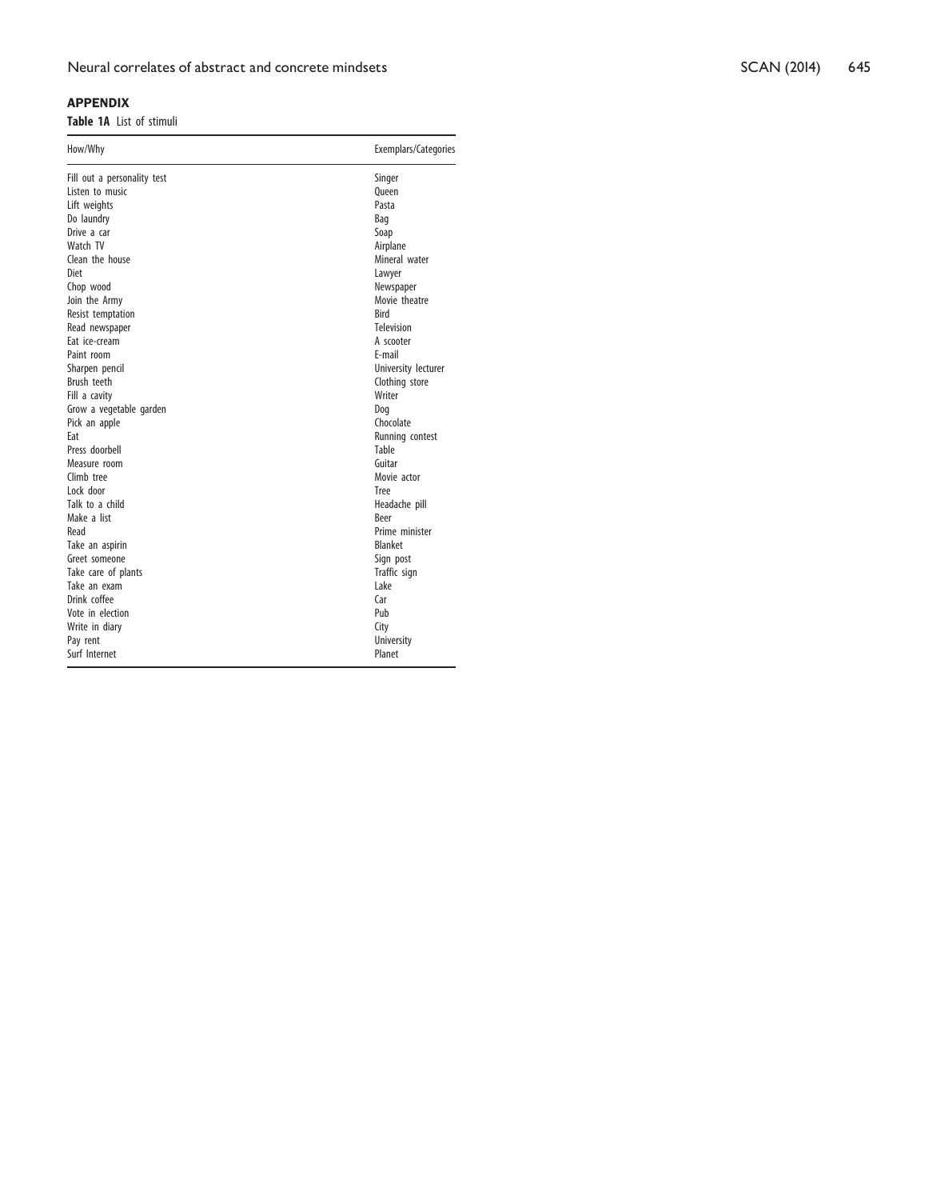## APPENDIX

**Table 1A** List of stimuli

| How/Why | Exemplars/Categories |
|---|---|
| Fill out a personality test | Singer |
| Listen to music | Queen |
| Lift weights | Pasta |
| Do laundry | Bag |
| Drive a car | Soap |
| Watch TV | Airplane |
| Clean the house | Mineral water |
| Diet | Lawyer |
| Chop wood | Newspaper |
| Join the Army | Movie theatre |
| Resist temptation | Bird |
| Read newspaper | Television |
| Eat ice-cream | A scooter |
| Paint room | E-mail |
| Sharpen pencil | University lecturer |
| Brush teeth | Clothing store |
| Fill a cavity | Writer |
| Grow a vegetable garden | Dog |
| Pick an apple | Chocolate |
| Eat | Running contest |
| Press doorbell | Table |
| Measure room | Guitar |
| Climb tree | Movie actor |
| Lock door | Tree |
| Talk to a child | Headache pill |
| Make a list | Beer |
| Read | Prime minister |
| Take an aspirin | Blanket |
| Greet someone | Sign post |
| Take care of plants | Traffic sign |
| Take an exam | Lake |
| Drink coffee | Car |
| Vote in election | Pub |
| Write in diary | City |
| Pay rent | University |
| Surf Internet | Planet |